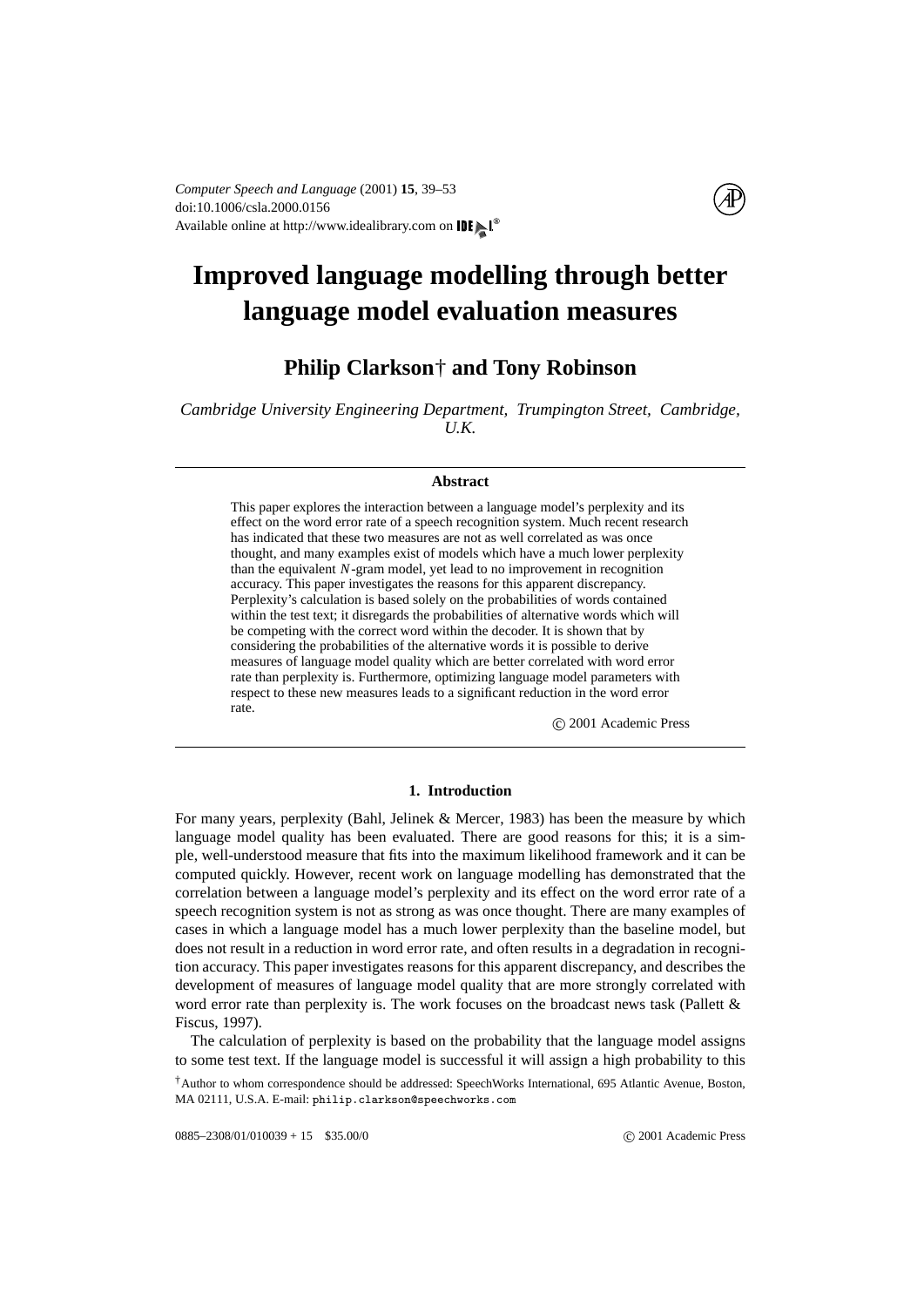# Improved language modelling through better language model evaluation measures

**Philip Clarkson† and Tony Robinson**

*Cambridge University Engineering Department, Trumpington Street, Cambridge, U.K.*

**Abstract**

This paper explores the interaction between a language model's perplexity and its effect on the word error rate of a speech recognition system. Much recent research has indicated that these two measures are not as well correlated as was once thought, and many examples exist of models which have a much lower perplexity than the equivalent $N$-gram model, yet lead to no improvement in recognition accuracy. This paper investigates the reasons for this apparent discrepancy. Perplexity's calculation is based solely on the probabilities of words contained within the test text; it disregards the probabilities of alternative words which will be competing with the correct word within the decoder. It is shown that by considering the probabilities of the alternative words it is possible to derive measures of language model quality which are better correlated with word error rate than perplexity is. Furthermore, optimizing language model parameters with respect to these new measures leads to a significant reduction in the word error rate.

© 2001 Academic Press

## 1. Introduction

For many years, perplexity (Bahl, Jelinek & Mercer, 1983) has been the measure by which language model quality has been evaluated. There are good reasons for this; it is a simple, well-understood measure that fits into the maximum likelihood framework and it can be computed quickly. However, recent work on language modelling has demonstrated that the correlation between a language model's perplexity and its effect on the word error rate of a speech recognition system is not as strong as was once thought. There are many examples of cases in which a language model has a much lower perplexity than the baseline model, but does not result in a reduction in word error rate, and often results in a degradation in recognition accuracy. This paper investigates reasons for this apparent discrepancy, and describes the development of measures of language model quality that are more strongly correlated with word error rate than perplexity is. The work focuses on the broadcast news task (Pallett & Fiscus, 1997).

The calculation of perplexity is based on the probability that the language model assigns to some test text. If the language model is successful it will assign a high probability to this

†Author to whom correspondence should be addressed: SpeechWorks International, 695 Atlantic Avenue, Boston, MA 02111, U.S.A. E-mail: philip.clarkson@speechworks.com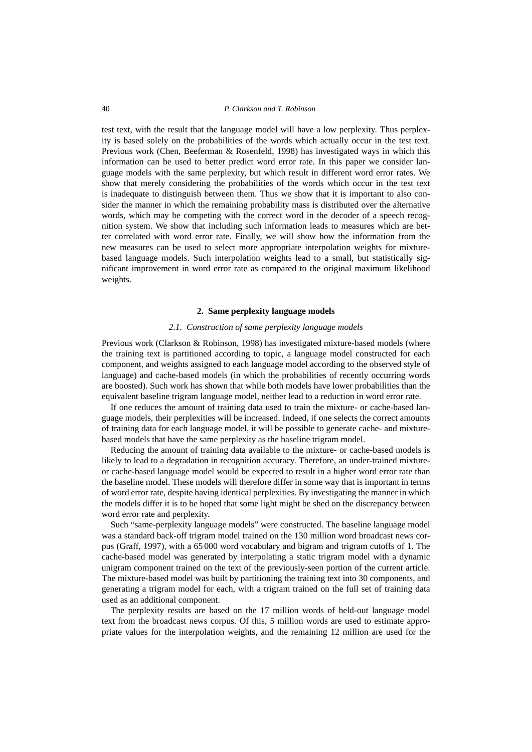test text, with the result that the language model will have a low perplexity. Thus perplexity is based solely on the probabilities of the words which actually occur in the test text. Previous work (Chen, Beeferman & Rosenfeld, 1998) has investigated ways in which this information can be used to better predict word error rate. In this paper we consider language models with the same perplexity, but which result in different word error rates. We show that merely considering the probabilities of the words which occur in the test text is inadequate to distinguish between them. Thus we show that it is important to also consider the manner in which the remaining probability mass is distributed over the alternative words, which may be competing with the correct word in the decoder of a speech recognition system. We show that including such information leads to measures which are better correlated with word error rate. Finally, we will show how the information from the new measures can be used to select more appropriate interpolation weights for mixture-based language models. Such interpolation weights lead to a small, but statistically significant improvement in word error rate as compared to the original maximum likelihood weights.

## 2. Same perplexity language models

### 2.1. Construction of same perplexity language models

Previous work (Clarkson & Robinson, 1998) has investigated mixture-based models (where the training text is partitioned according to topic, a language model constructed for each component, and weights assigned to each language model according to the observed style of language) and cache-based models (in which the probabilities of recently occurring words are boosted). Such work has shown that while both models have lower probabilities than the equivalent baseline trigram language model, neither lead to a reduction in word error rate.

If one reduces the amount of training data used to train the mixture- or cache-based language models, their perplexities will be increased. Indeed, if one selects the correct amounts of training data for each language model, it will be possible to generate cache- and mixture-based models that have the same perplexity as the baseline trigram model.

Reducing the amount of training data available to the mixture- or cache-based models is likely to lead to a degradation in recognition accuracy. Therefore, an under-trained mixture- or cache-based language model would be expected to result in a higher word error rate than the baseline model. These models will therefore differ in some way that is important in terms of word error rate, despite having identical perplexities. By investigating the manner in which the models differ it is to be hoped that some light might be shed on the discrepancy between word error rate and perplexity.

Such "same-perplexity language models" were constructed. The baseline language model was a standard back-off trigram model trained on the 130 million word broadcast news corpus (Graff, 1997), with a 65 000 word vocabulary and bigram and trigram cutoffs of 1. The cache-based model was generated by interpolating a static trigram model with a dynamic unigram component trained on the text of the previously-seen portion of the current article. The mixture-based model was built by partitioning the training text into 30 components, and generating a trigram model for each, with a trigram trained on the full set of training data used as an additional component.

The perplexity results are based on the 17 million words of held-out language model text from the broadcast news corpus. Of this, 5 million words are used to estimate appropriate values for the interpolation weights, and the remaining 12 million are used for the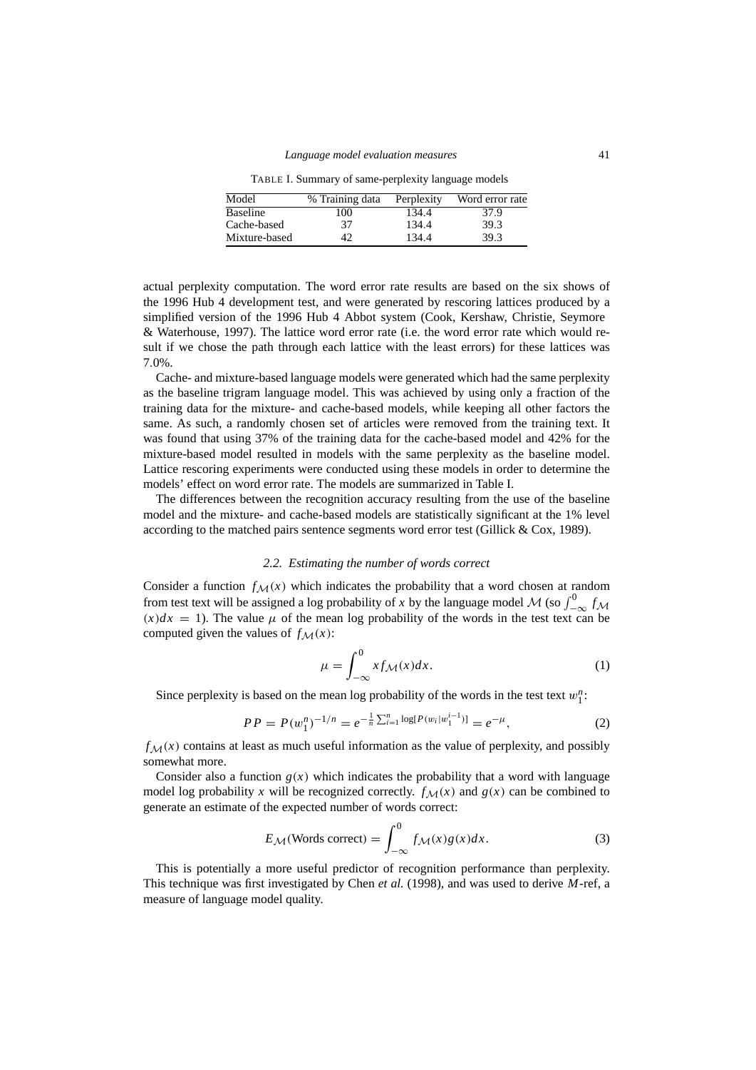TABLE I. Summary of same-perplexity language models

| Model | % Training data | Perplexity | Word error rate |
|---|---|---|---|
| Baseline | 100 | 134.4 | 37.9 |
| Cache-based | 37 | 134.4 | 39.3 |
| Mixture-based | 42 | 134.4 | 39.3 |

actual perplexity computation. The word error rate results are based on the six shows of the 1996 Hub 4 development test, and were generated by rescoring lattices produced by a simplified version of the 1996 Hub 4 Abbot system (Cook, Kershaw, Christie, Seymore & Waterhouse, 1997). The lattice word error rate (i.e. the word error rate which would result if we chose the path through each lattice with the least errors) for these lattices was 7.0%.

Cache- and mixture-based language models were generated which had the same perplexity as the baseline trigram language model. This was achieved by using only a fraction of the training data for the mixture- and cache-based models, while keeping all other factors the same. As such, a randomly chosen set of articles were removed from the training text. It was found that using 37% of the training data for the cache-based model and 42% for the mixture-based model resulted in models with the same perplexity as the baseline model. Lattice rescoring experiments were conducted using these models in order to determine the models' effect on word error rate. The models are summarized in Table I.

The differences between the recognition accuracy resulting from the use of the baseline model and the mixture- and cache-based models are statistically significant at the 1% level according to the matched pairs sentence segments word error test (Gillick & Cox, 1989).

### 2.2. *Estimating the number of words correct*

Consider a function $f_{\mathcal{M}}(x)$ which indicates the probability that a word chosen at random from test text will be assigned a log probability of $x$ by the language model $\mathcal{M}$ (so $\int_{-\infty}^{0} f_{\mathcal{M}}(x)dx = 1$). The value $\mu$ of the mean log probability of the words in the test text can be computed given the values of $f_{\mathcal{M}}(x)$:

$$\mu = \int_{-\infty}^{0} x f_{\mathcal{M}}(x)dx. \tag{1}$$

Since perplexity is based on the mean log probability of the words in the test text $w_1^n$:

$$PP = P(w_1^n)^{-1/n} = e^{-\frac{1}{n}\sum_{i=1}^{n}\log[P(w_i|w_1^{i-1})]} = e^{-\mu}, \tag{2}$$

$f_{\mathcal{M}}(x)$ contains at least as much useful information as the value of perplexity, and possibly somewhat more.

Consider also a function $g(x)$ which indicates the probability that a word with language model log probability $x$ will be recognized correctly. $f_{\mathcal{M}}(x)$ and $g(x)$ can be combined to generate an estimate of the expected number of words correct:

$$E_{\mathcal{M}}(\text{Words correct}) = \int_{-\infty}^{0} f_{\mathcal{M}}(x)g(x)dx. \tag{3}$$

This is potentially a more useful predictor of recognition performance than perplexity. This technique was first investigated by Chen *et al.* (1998), and was used to derive $M$-ref, a measure of language model quality.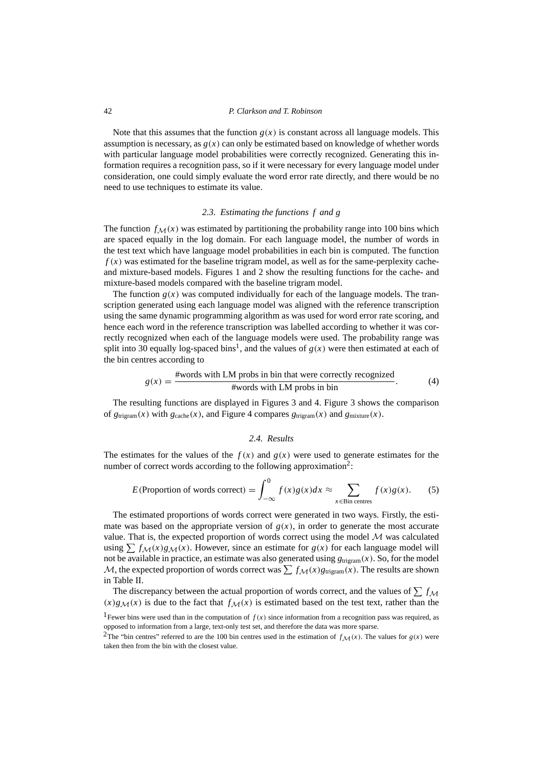Note that this assumes that the function $g(x)$ is constant across all language models. This assumption is necessary, as $g(x)$ can only be estimated based on knowledge of whether words with particular language model probabilities were correctly recognized. Generating this information requires a recognition pass, so if it were necessary for every language model under consideration, one could simply evaluate the word error rate directly, and there would be no need to use techniques to estimate its value.

### 2.3. *Estimating the functions $f$ and $g$*

The function $f_{\mathcal{M}}(x)$ was estimated by partitioning the probability range into 100 bins which are spaced equally in the log domain. For each language model, the number of words in the test text which have language model probabilities in each bin is computed. The function $f(x)$ was estimated for the baseline trigram model, as well as for the same-perplexity cache- and mixture-based models. Figures 1 and 2 show the resulting functions for the cache- and mixture-based models compared with the baseline trigram model.

The function $g(x)$ was computed individually for each of the language models. The transcription generated using each language model was aligned with the reference transcription using the same dynamic programming algorithm as was used for word error rate scoring, and hence each word in the reference transcription was labelled according to whether it was correctly recognized when each of the language models were used. The probability range was split into 30 equally log-spaced bins[1], and the values of $g(x)$ were then estimated at each of the bin centres according to

$$g(x) = \frac{\text{\#words with LM probs in bin that were correctly recognized}}{\text{\#words with LM probs in bin}}. \tag{4}$$

The resulting functions are displayed in Figures 3 and 4. Figure 3 shows the comparison of $g_{\text{trigram}}(x)$ with $g_{\text{cache}}(x)$, and Figure 4 compares $g_{\text{trigram}}(x)$ and $g_{\text{mixture}}(x)$.

### 2.4. *Results*

The estimates for the values of the $f(x)$ and $g(x)$ were used to generate estimates for the number of correct words according to the following approximation[2]:

$$E(\text{Proportion of words correct}) = \int_{-\infty}^{0} f(x)g(x)dx \approx \sum_{x \in \text{Bin centres}} f(x)g(x). \tag{5}$$

The estimated proportions of words correct were generated in two ways. Firstly, the estimate was based on the appropriate version of $g(x)$, in order to generate the most accurate value. That is, the expected proportion of words correct using the model $\mathcal{M}$ was calculated using $\sum f_{\mathcal{M}}(x)g_{\mathcal{M}}(x)$. However, since an estimate for $g(x)$ for each language model will not be available in practice, an estimate was also generated using $g_{\text{trigram}}(x)$. So, for the model $\mathcal{M}$, the expected proportion of words correct was $\sum f_{\mathcal{M}}(x)g_{\text{trigram}}(x)$. The results are shown in Table II.

The discrepancy between the actual proportion of words correct, and the values of $\sum f_{\mathcal{M}}(x)g_{\mathcal{M}}(x)$ is due to the fact that $f_{\mathcal{M}}(x)$ is estimated based on the test text, rather than the

[1] Fewer bins were used than in the computation of $f(x)$ since information from a recognition pass was required, as opposed to information from a large, text-only test set, and therefore the data was more sparse.

[2] The "bin centres" referred to are the 100 bin centres used in the estimation of $f_{\mathcal{M}}(x)$. The values for $g(x)$ were taken then from the bin with the closest value.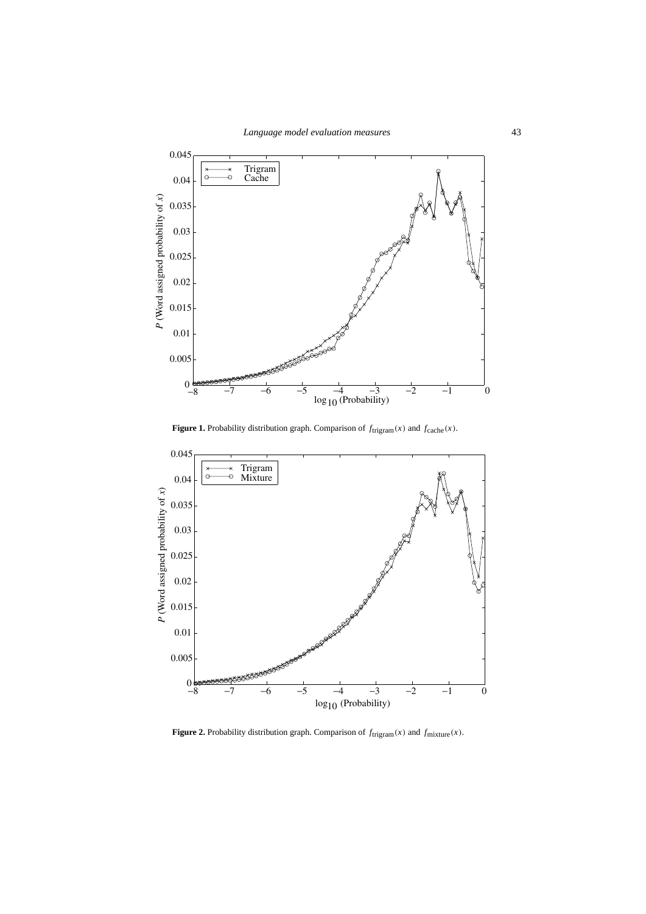**Figure 1.** Probability distribution graph. Comparison of $f_{\text{trigram}}(x)$ and $f_{\text{cache}}(x)$.

**Figure 2.** Probability distribution graph. Comparison of $f_{\text{trigram}}(x)$ and $f_{\text{mixture}}(x)$.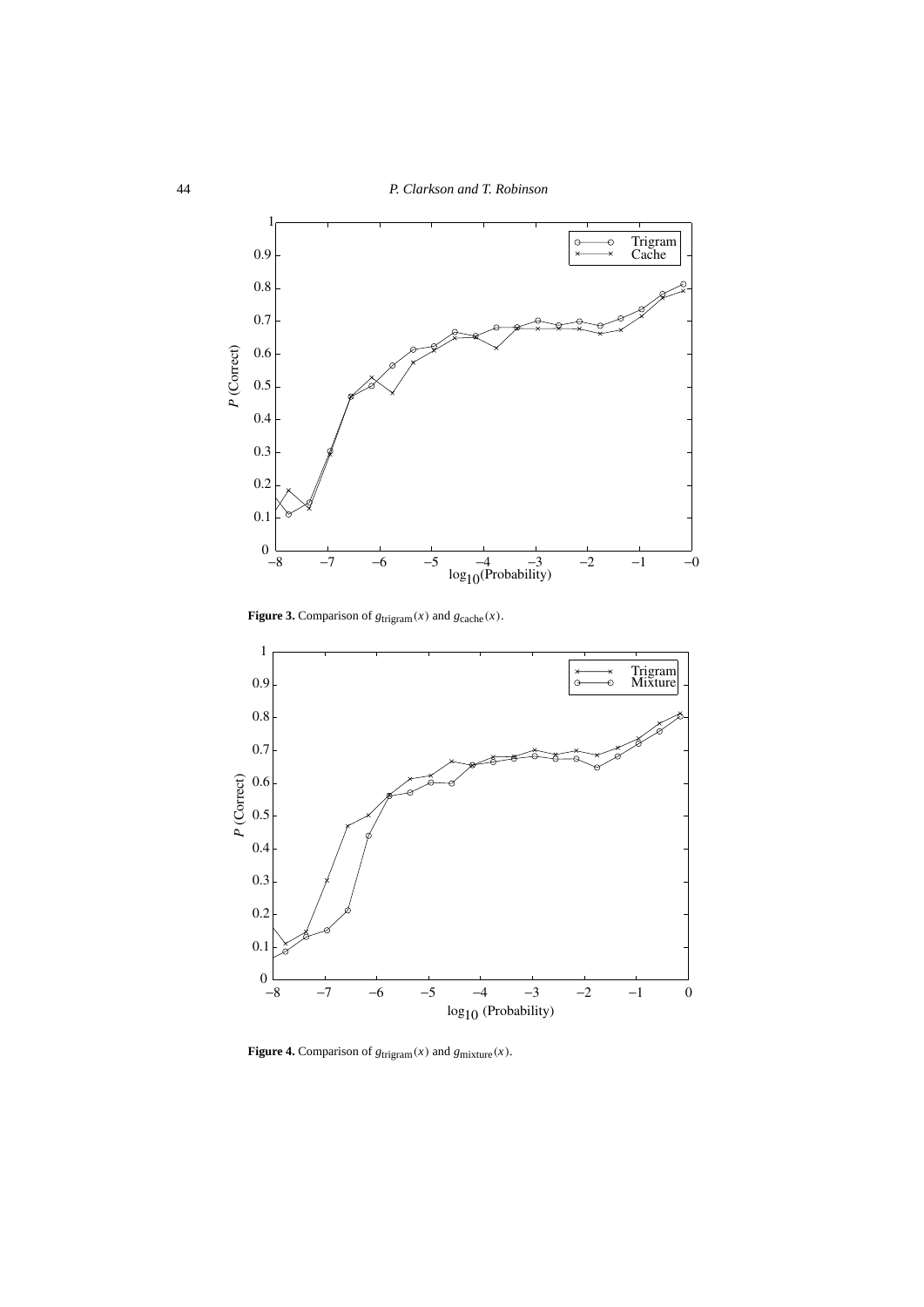**Figure 3.** Comparison of $g_{\text{trigram}}(x)$ and $g_{\text{cache}}(x)$.

**Figure 4.** Comparison of $g_{\text{trigram}}(x)$ and $g_{\text{mixture}}(x)$.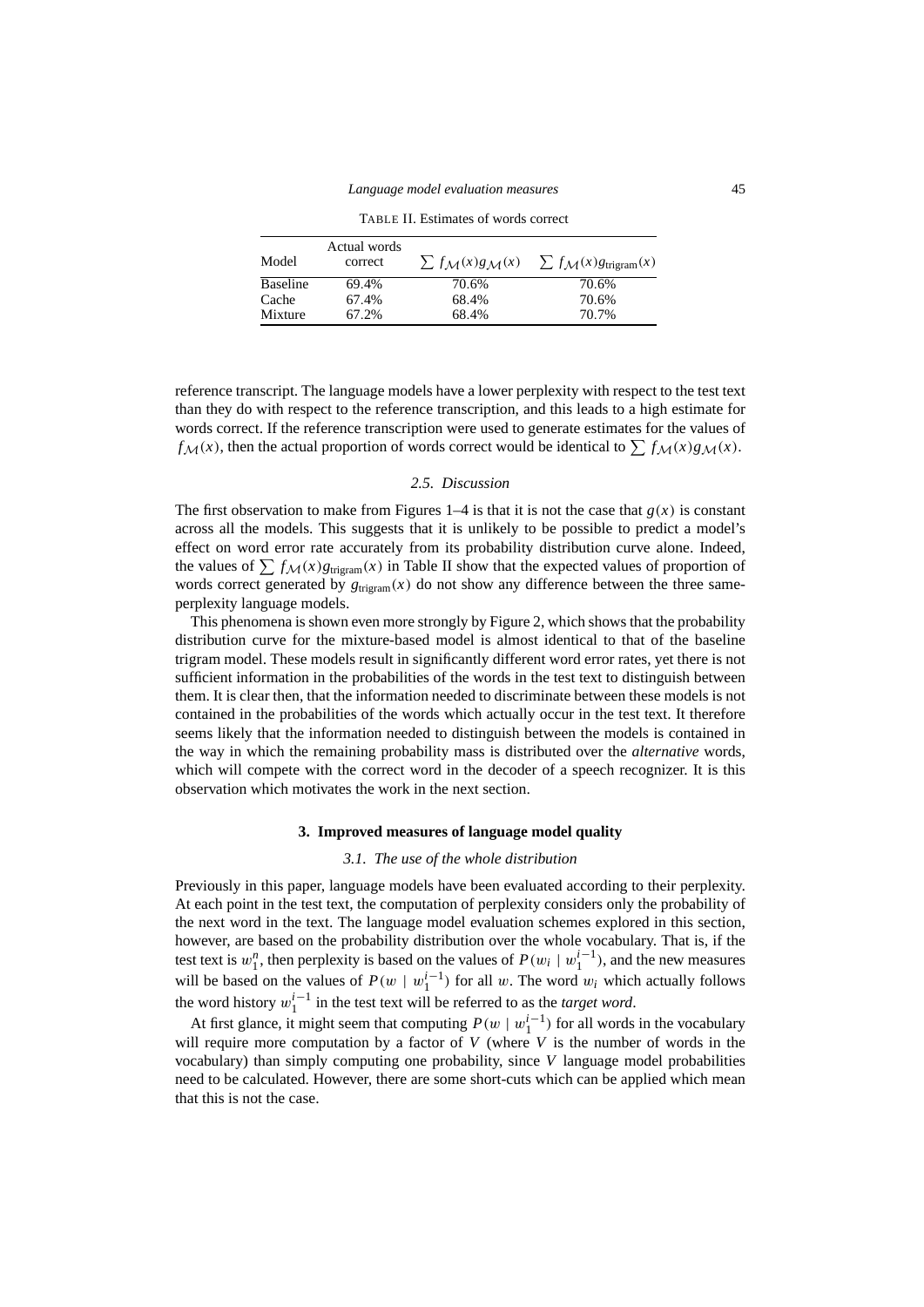TABLE II. Estimates of words correct

| Model | Actual words correct | $\sum f_{\mathcal{M}}(x) g_{\mathcal{M}}(x)$ | $\sum f_{\mathcal{M}}(x) g_{\text{trigram}}(x)$ |
|---|---|---|---|
| Baseline | 69.4% | 70.6% | 70.6% |
| Cache | 67.4% | 68.4% | 70.6% |
| Mixture | 67.2% | 68.4% | 70.7% |

reference transcript. The language models have a lower perplexity with respect to the test text than they do with respect to the reference transcription, and this leads to a high estimate for words correct. If the reference transcription were used to generate estimates for the values of $f_{\mathcal{M}}(x)$, then the actual proportion of words correct would be identical to $\sum f_{\mathcal{M}}(x) g_{\mathcal{M}}(x)$.

### 2.5. *Discussion*

The first observation to make from Figures 1–4 is that it is not the case that $g(x)$ is constant across all the models. This suggests that it is unlikely to be possible to predict a model's effect on word error rate accurately from its probability distribution curve alone. Indeed, the values of $\sum f_{\mathcal{M}}(x) g_{\text{trigram}}(x)$ in Table II show that the expected values of proportion of words correct generated by $g_{\text{trigram}}(x)$ do not show any difference between the three same-perplexity language models.

This phenomena is shown even more strongly by Figure 2, which shows that the probability distribution curve for the mixture-based model is almost identical to that of the baseline trigram model. These models result in significantly different word error rates, yet there is not sufficient information in the probabilities of the words in the test text to distinguish between them. It is clear then, that the information needed to discriminate between these models is not contained in the probabilities of the words which actually occur in the test text. It therefore seems likely that the information needed to distinguish between the models is contained in the way in which the remaining probability mass is distributed over the *alternative* words, which will compete with the correct word in the decoder of a speech recognizer. It is this observation which motivates the work in the next section.

## 3. Improved measures of language model quality

### 3.1. *The use of the whole distribution*

Previously in this paper, language models have been evaluated according to their perplexity. At each point in the test text, the computation of perplexity considers only the probability of the next word in the text. The language model evaluation schemes explored in this section, however, are based on the probability distribution over the whole vocabulary. That is, if the test text is $w_1^n$, then perplexity is based on the values of $P(w_i \mid w_1^{i-1})$, and the new measures will be based on the values of $P(w \mid w_1^{i-1})$ for all $w$. The word $w_i$ which actually follows the word history $w_1^{i-1}$ in the test text will be referred to as the *target word*.

At first glance, it might seem that computing $P(w \mid w_1^{i-1})$ for all words in the vocabulary will require more computation by a factor of $V$ (where $V$ is the number of words in the vocabulary) than simply computing one probability, since $V$ language model probabilities need to be calculated. However, there are some short-cuts which can be applied which mean that this is not the case.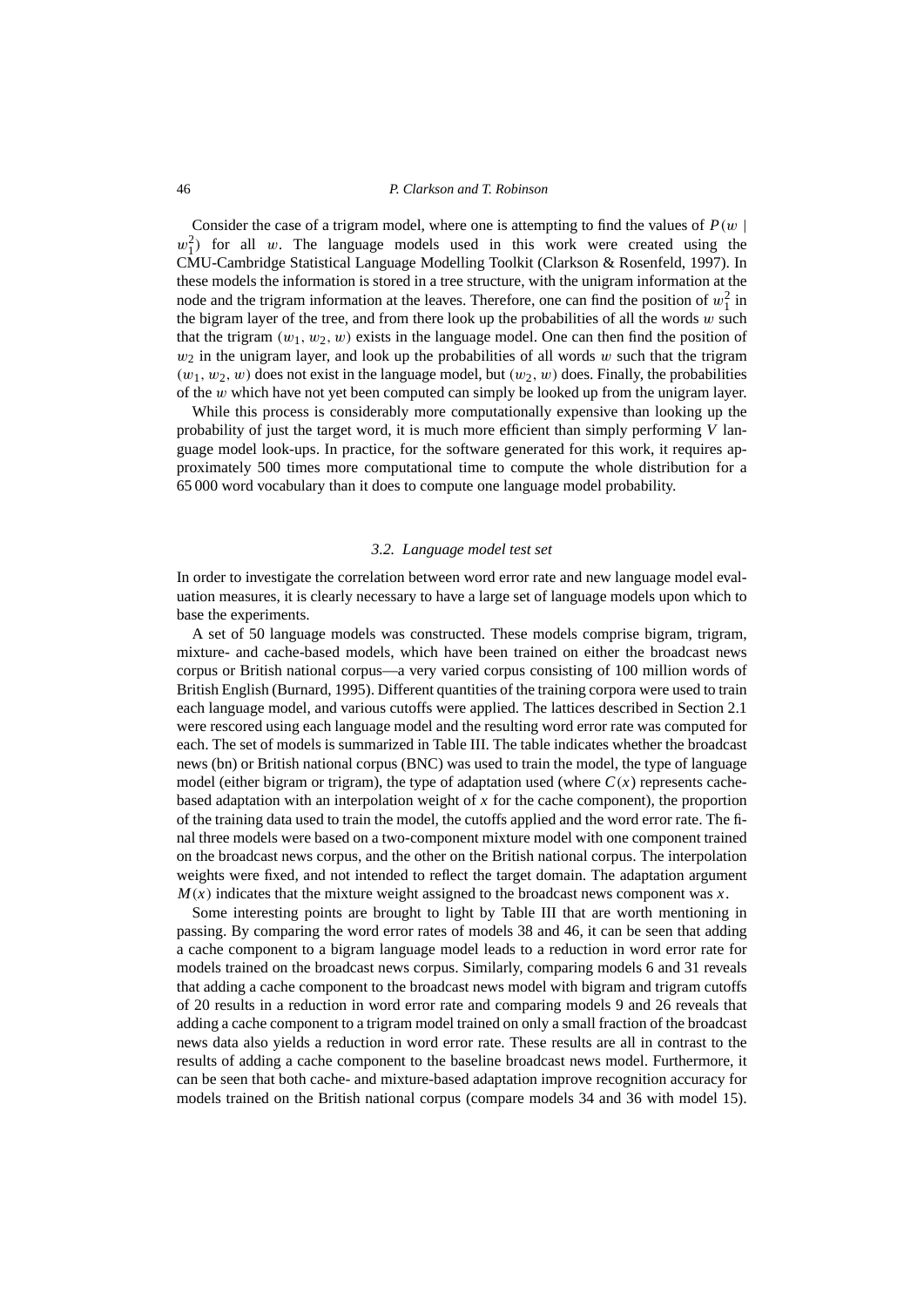Consider the case of a trigram model, where one is attempting to find the values of $P(w \mid w_1^2)$ for all $w$. The language models used in this work were created using the CMU-Cambridge Statistical Language Modelling Toolkit (Clarkson & Rosenfeld, 1997). In these models the information is stored in a tree structure, with the unigram information at the node and the trigram information at the leaves. Therefore, one can find the position of $w_1^2$ in the bigram layer of the tree, and from there look up the probabilities of all the words $w$ such that the trigram $(w_1, w_2, w)$ exists in the language model. One can then find the position of $w_2$ in the unigram layer, and look up the probabilities of all words $w$ such that the trigram $(w_1, w_2, w)$ does not exist in the language model, but $(w_2, w)$ does. Finally, the probabilities of the $w$ which have not yet been computed can simply be looked up from the unigram layer.

While this process is considerably more computationally expensive than looking up the probability of just the target word, it is much more efficient than simply performing $V$ language model look-ups. In practice, for the software generated for this work, it requires approximately 500 times more computational time to compute the whole distribution for a 65 000 word vocabulary than it does to compute one language model probability.

### 3.2. *Language model test set*

In order to investigate the correlation between word error rate and new language model evaluation measures, it is clearly necessary to have a large set of language models upon which to base the experiments.

A set of 50 language models was constructed. These models comprise bigram, trigram, mixture- and cache-based models, which have been trained on either the broadcast news corpus or British national corpus—a very varied corpus consisting of 100 million words of British English (Burnard, 1995). Different quantities of the training corpora were used to train each language model, and various cutoffs were applied. The lattices described in Section 2.1 were rescored using each language model and the resulting word error rate was computed for each. The set of models is summarized in Table III. The table indicates whether the broadcast news (bn) or British national corpus (BNC) was used to train the model, the type of language model (either bigram or trigram), the type of adaptation used (where $C(x)$ represents cache-based adaptation with an interpolation weight of $x$ for the cache component), the proportion of the training data used to train the model, the cutoffs applied and the word error rate. The final three models were based on a two-component mixture model with one component trained on the broadcast news corpus, and the other on the British national corpus. The interpolation weights were fixed, and not intended to reflect the target domain. The adaptation argument $M(x)$ indicates that the mixture weight assigned to the broadcast news component was $x$.

Some interesting points are brought to light by Table III that are worth mentioning in passing. By comparing the word error rates of models 38 and 46, it can be seen that adding a cache component to a bigram language model leads to a reduction in word error rate for models trained on the broadcast news corpus. Similarly, comparing models 6 and 31 reveals that adding a cache component to the broadcast news model with bigram and trigram cutoffs of 20 results in a reduction in word error rate and comparing models 9 and 26 reveals that adding a cache component to a trigram model trained on only a small fraction of the broadcast news data also yields a reduction in word error rate. These results are all in contrast to the results of adding a cache component to the baseline broadcast news model. Furthermore, it can be seen that both cache- and mixture-based adaptation improve recognition accuracy for models trained on the British national corpus (compare models 34 and 36 with model 15).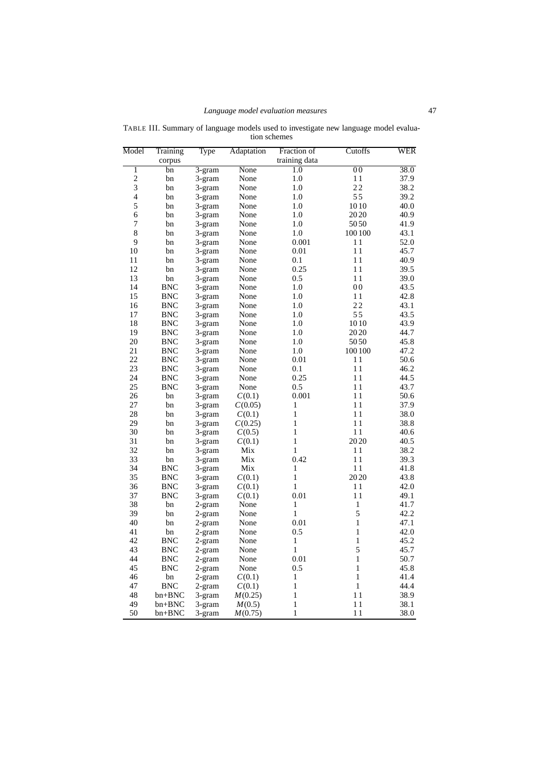TABLE III. Summary of language models used to investigate new language model evaluation schemes

| Model | Training corpus | Type | Adaptation | Fraction of training data | Cutoffs | WER |
|---|---|---|---|---|---|---|
| 1 | bn | 3-gram | None | 1.0 | 0 0 | 38.0 |
| 2 | bn | 3-gram | None | 1.0 | 1 1 | 37.9 |
| 3 | bn | 3-gram | None | 1.0 | 2 2 | 38.2 |
| 4 | bn | 3-gram | None | 1.0 | 5 5 | 39.2 |
| 5 | bn | 3-gram | None | 1.0 | 10 10 | 40.0 |
| 6 | bn | 3-gram | None | 1.0 | 20 20 | 40.9 |
| 7 | bn | 3-gram | None | 1.0 | 50 50 | 41.9 |
| 8 | bn | 3-gram | None | 1.0 | 100 100 | 43.1 |
| 9 | bn | 3-gram | None | 0.001 | 1 1 | 52.0 |
| 10 | bn | 3-gram | None | 0.01 | 1 1 | 45.7 |
| 11 | bn | 3-gram | None | 0.1 | 1 1 | 40.9 |
| 12 | bn | 3-gram | None | 0.25 | 1 1 | 39.5 |
| 13 | bn | 3-gram | None | 0.5 | 1 1 | 39.0 |
| 14 | BNC | 3-gram | None | 1.0 | 0 0 | 43.5 |
| 15 | BNC | 3-gram | None | 1.0 | 1 1 | 42.8 |
| 16 | BNC | 3-gram | None | 1.0 | 2 2 | 43.1 |
| 17 | BNC | 3-gram | None | 1.0 | 5 5 | 43.5 |
| 18 | BNC | 3-gram | None | 1.0 | 10 10 | 43.9 |
| 19 | BNC | 3-gram | None | 1.0 | 20 20 | 44.7 |
| 20 | BNC | 3-gram | None | 1.0 | 50 50 | 45.8 |
| 21 | BNC | 3-gram | None | 1.0 | 100 100 | 47.2 |
| 22 | BNC | 3-gram | None | 0.01 | 1 1 | 50.6 |
| 23 | BNC | 3-gram | None | 0.1 | 1 1 | 46.2 |
| 24 | BNC | 3-gram | None | 0.25 | 1 1 | 44.5 |
| 25 | BNC | 3-gram | None | 0.5 | 1 1 | 43.7 |
| 26 | bn | 3-gram | $C(0.1)$ | 0.001 | 1 1 | 50.6 |
| 27 | bn | 3-gram | $C(0.05)$ | 1 | 1 1 | 37.9 |
| 28 | bn | 3-gram | $C(0.1)$ | 1 | 1 1 | 38.0 |
| 29 | bn | 3-gram | $C(0.25)$ | 1 | 1 1 | 38.8 |
| 30 | bn | 3-gram | $C(0.5)$ | 1 | 1 1 | 40.6 |
| 31 | bn | 3-gram | $C(0.1)$ | 1 | 20 20 | 40.5 |
| 32 | bn | 3-gram | Mix | 1 | 1 1 | 38.2 |
| 33 | bn | 3-gram | Mix | 0.42 | 1 1 | 39.3 |
| 34 | BNC | 3-gram | Mix | 1 | 1 1 | 41.8 |
| 35 | BNC | 3-gram | $C(0.1)$ | 1 | 20 20 | 43.8 |
| 36 | BNC | 3-gram | $C(0.1)$ | 1 | 1 1 | 42.0 |
| 37 | BNC | 3-gram | $C(0.1)$ | 0.01 | 1 1 | 49.1 |
| 38 | bn | 2-gram | None | 1 | 1 | 41.7 |
| 39 | bn | 2-gram | None | 1 | 5 | 42.2 |
| 40 | bn | 2-gram | None | 0.01 | 1 | 47.1 |
| 41 | bn | 2-gram | None | 0.5 | 1 | 42.0 |
| 42 | BNC | 2-gram | None | 1 | 1 | 45.2 |
| 43 | BNC | 2-gram | None | 1 | 5 | 45.7 |
| 44 | BNC | 2-gram | None | 0.01 | 1 | 50.7 |
| 45 | BNC | 2-gram | None | 0.5 | 1 | 45.8 |
| 46 | bn | 2-gram | $C(0.1)$ | 1 | 1 | 41.4 |
| 47 | BNC | 2-gram | $C(0.1)$ | 1 | 1 | 44.4 |
| 48 | bn+BNC | 3-gram | $M(0.25)$ | 1 | 1 1 | 38.9 |
| 49 | bn+BNC | 3-gram | $M(0.5)$ | 1 | 1 1 | 38.1 |
| 50 | bn+BNC | 3-gram | $M(0.75)$ | 1 | 1 1 | 38.0 |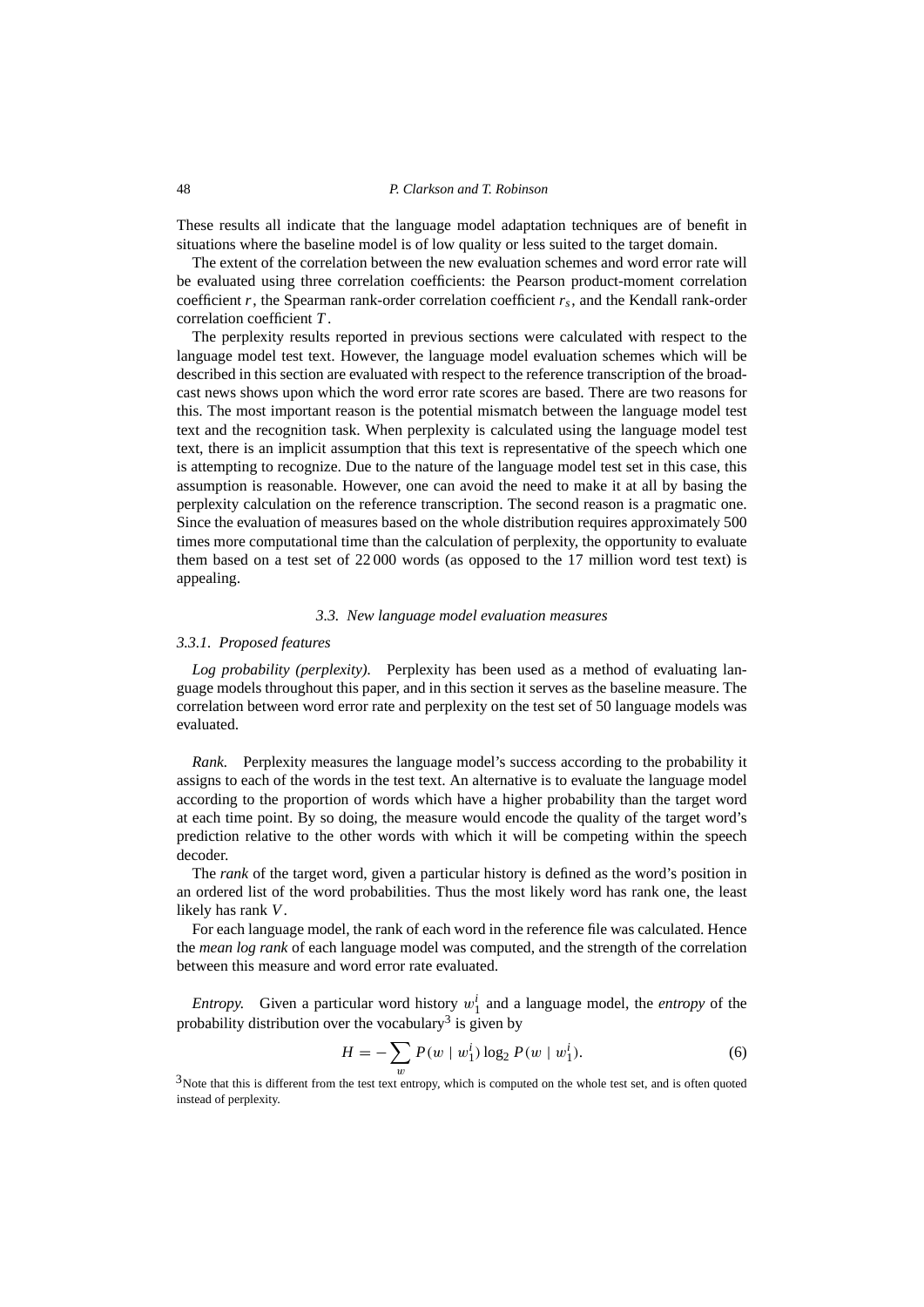These results all indicate that the language model adaptation techniques are of benefit in situations where the baseline model is of low quality or less suited to the target domain.

The extent of the correlation between the new evaluation schemes and word error rate will be evaluated using three correlation coefficients: the Pearson product-moment correlation coefficient $r$, the Spearman rank-order correlation coefficient $r_s$, and the Kendall rank-order correlation coefficient $T$.

The perplexity results reported in previous sections were calculated with respect to the language model test text. However, the language model evaluation schemes which will be described in this section are evaluated with respect to the reference transcription of the broadcast news shows upon which the word error rate scores are based. There are two reasons for this. The most important reason is the potential mismatch between the language model test text and the recognition task. When perplexity is calculated using the language model test text, there is an implicit assumption that this text is representative of the speech which one is attempting to recognize. Due to the nature of the language model test set in this case, this assumption is reasonable. However, one can avoid the need to make it at all by basing the perplexity calculation on the reference transcription. The second reason is a pragmatic one. Since the evaluation of measures based on the whole distribution requires approximately 500 times more computational time than the calculation of perplexity, the opportunity to evaluate them based on a test set of 22 000 words (as opposed to the 17 million word test text) is appealing.

### 3.3. New language model evaluation measures

#### 3.3.1. Proposed features

*Log probability (perplexity).* Perplexity has been used as a method of evaluating language models throughout this paper, and in this section it serves as the baseline measure. The correlation between word error rate and perplexity on the test set of 50 language models was evaluated.

*Rank.* Perplexity measures the language model's success according to the probability it assigns to each of the words in the test text. An alternative is to evaluate the language model according to the proportion of words which have a higher probability than the target word at each time point. By so doing, the measure would encode the quality of the target word's prediction relative to the other words with which it will be competing within the speech decoder.

The *rank* of the target word, given a particular history is defined as the word's position in an ordered list of the word probabilities. Thus the most likely word has rank one, the least likely has rank $V$.

For each language model, the rank of each word in the reference file was calculated. Hence the *mean log rank* of each language model was computed, and the strength of the correlation between this measure and word error rate evaluated.

*Entropy.* Given a particular word history $w_1^i$ and a language model, the *entropy* of the probability distribution over the vocabulary[3] is given by

$$H = -\sum_{w} P(w \mid w_1^i) \log_2 P(w \mid w_1^i). \tag{6}$$

[3]Note that this is different from the test text entropy, which is computed on the whole test set, and is often quoted instead of perplexity.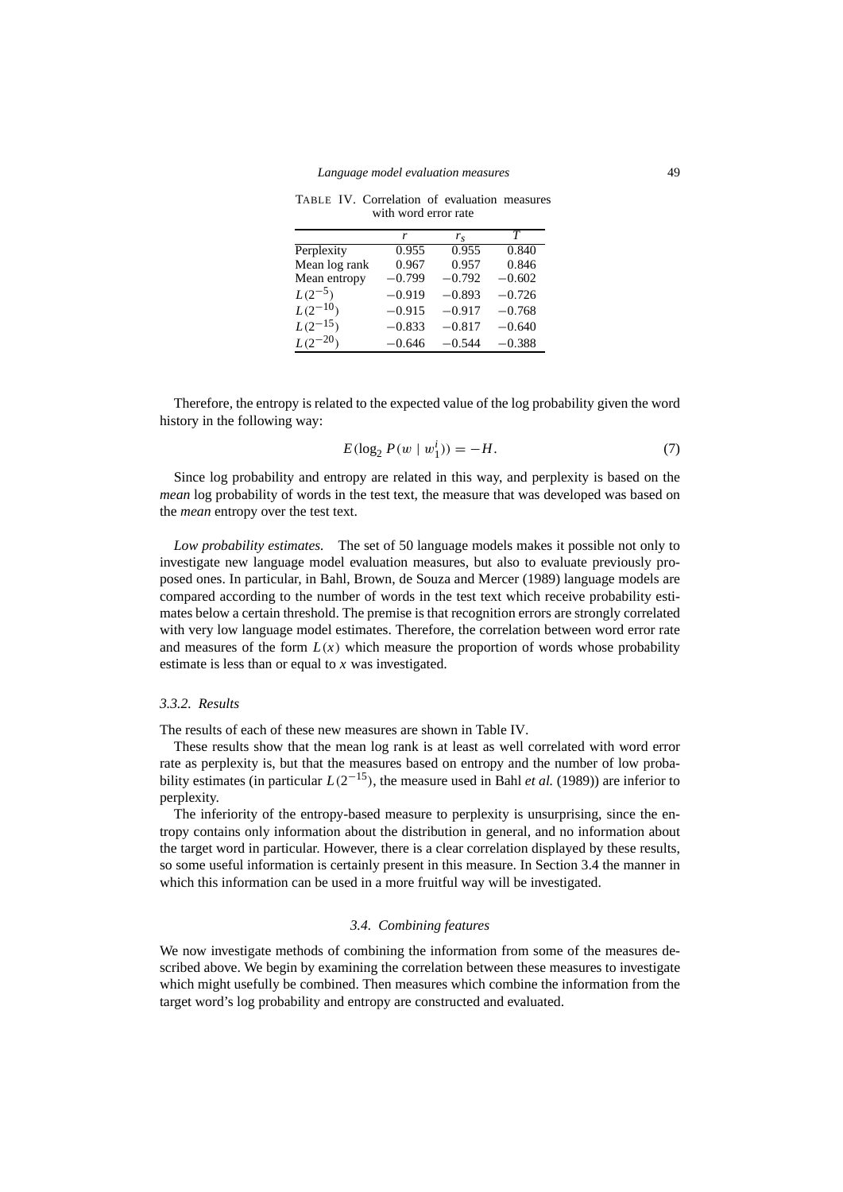TABLE IV. Correlation of evaluation measures with word error rate

| | $r$ | $r_s$ | $T$ |
|---|---|---|---|
| Perplexity | 0.955 | 0.955 | 0.840 |
| Mean log rank | 0.967 | 0.957 | 0.846 |
| Mean entropy | −0.799 | −0.792 | −0.602 |
| $L(2^{-5})$ | −0.919 | −0.893 | −0.726 |
| $L(2^{-10})$ | −0.915 | −0.917 | −0.768 |
| $L(2^{-15})$ | −0.833 | −0.817 | −0.640 |
| $L(2^{-20})$ | −0.646 | −0.544 | −0.388 |

Therefore, the entropy is related to the expected value of the log probability given the word history in the following way:

$$E(\log_2 P(w \mid w_1^i)) = -H. \tag{7}$$

Since log probability and entropy are related in this way, and perplexity is based on the *mean* log probability of words in the test text, the measure that was developed was based on the *mean* entropy over the test text.

*Low probability estimates.* The set of 50 language models makes it possible not only to investigate new language model evaluation measures, but also to evaluate previously proposed ones. In particular, in Bahl, Brown, de Souza and Mercer (1989) language models are compared according to the number of words in the test text which receive probability estimates below a certain threshold. The premise is that recognition errors are strongly correlated with very low language model estimates. Therefore, the correlation between word error rate and measures of the form $L(x)$ which measure the proportion of words whose probability estimate is less than or equal to $x$ was investigated.

### 3.3.2. *Results*

The results of each of these new measures are shown in Table IV.

These results show that the mean log rank is at least as well correlated with word error rate as perplexity is, but that the measures based on entropy and the number of low probability estimates (in particular $L(2^{-15})$, the measure used in Bahl *et al.* (1989)) are inferior to perplexity.

The inferiority of the entropy-based measure to perplexity is unsurprising, since the entropy contains only information about the distribution in general, and no information about the target word in particular. However, there is a clear correlation displayed by these results, so some useful information is certainly present in this measure. In Section 3.4 the manner in which this information can be used in a more fruitful way will be investigated.

## 3.4. *Combining features*

We now investigate methods of combining the information from some of the measures described above. We begin by examining the correlation between these measures to investigate which might usefully be combined. Then measures which combine the information from the target word's log probability and entropy are constructed and evaluated.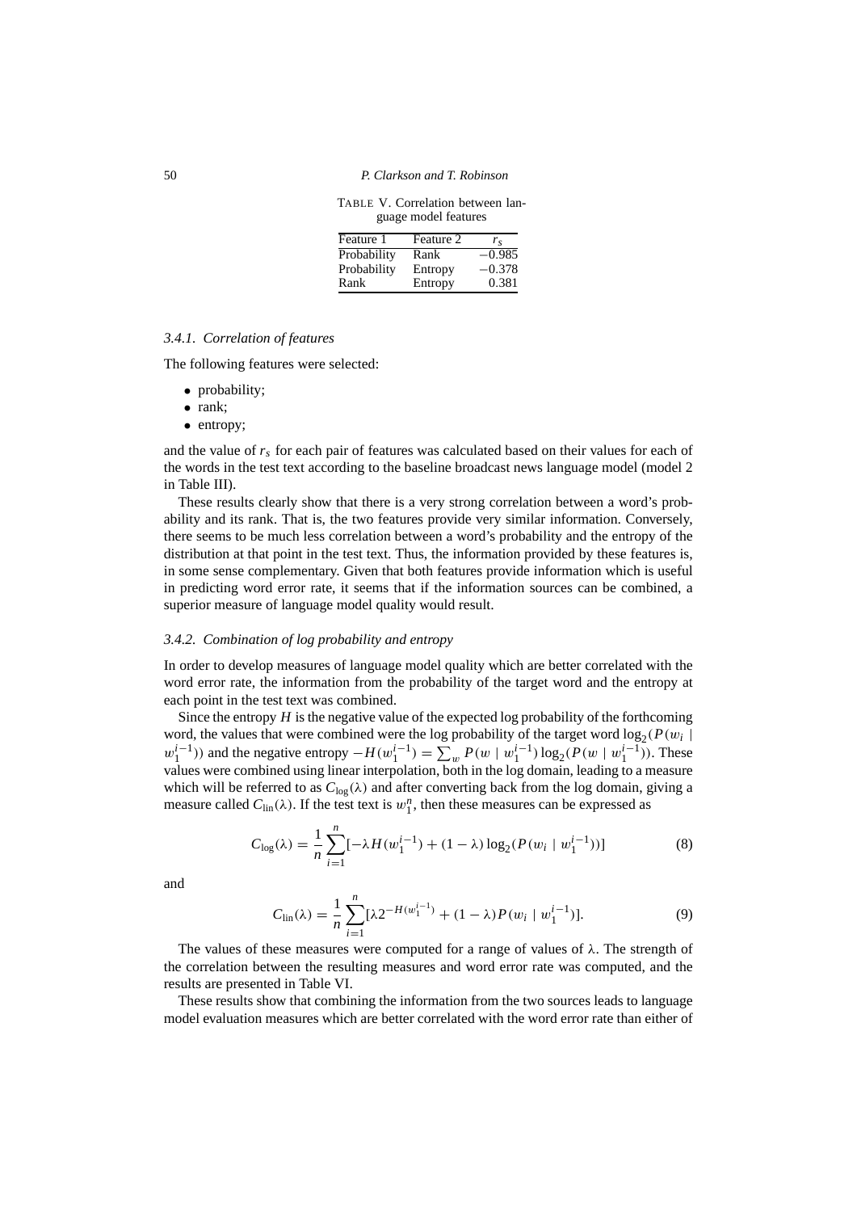TABLE V. Correlation between language model features

| Feature 1 | Feature 2 | $r_s$ |
|---|---|---|
| Probability | Rank | −0.985 |
| Probability | Entropy | −0.378 |
| Rank | Entropy | 0.381 |

### 3.4.1. *Correlation of features*

The following features were selected:

- probability;
- rank;
- entropy;

and the value of $r_s$ for each pair of features was calculated based on their values for each of the words in the test text according to the baseline broadcast news language model (model 2 in Table III).

These results clearly show that there is a very strong correlation between a word's probability and its rank. That is, the two features provide very similar information. Conversely, there seems to be much less correlation between a word's probability and the entropy of the distribution at that point in the test text. Thus, the information provided by these features is, in some sense complementary. Given that both features provide information which is useful in predicting word error rate, it seems that if the information sources can be combined, a superior measure of language model quality would result.

### 3.4.2. *Combination of log probability and entropy*

In order to develop measures of language model quality which are better correlated with the word error rate, the information from the probability of the target word and the entropy at each point in the test text was combined.

Since the entropy $H$ is the negative value of the expected log probability of the forthcoming word, the values that were combined were the log probability of the target word $\log_2(P(w_i \mid w_1^{i-1}))$ and the negative entropy $-H(w_1^{i-1}) = \sum_w P(w \mid w_1^{i-1}) \log_2(P(w \mid w_1^{i-1}))$. These values were combined using linear interpolation, both in the log domain, leading to a measure which will be referred to as $C_{\log}(\lambda)$ and after converting back from the log domain, giving a measure called $C_{\text{lin}}(\lambda)$. If the test text is $w_1^n$, then these measures can be expressed as

$$C_{\log}(\lambda) = \frac{1}{n} \sum_{i=1}^{n} [-\lambda H(w_1^{i-1}) + (1-\lambda) \log_2(P(w_i \mid w_1^{i-1}))] \tag{8}$$

and

$$C_{\text{lin}}(\lambda) = \frac{1}{n} \sum_{i=1}^{n} [\lambda 2^{-H(w_1^{i-1})} + (1-\lambda) P(w_i \mid w_1^{i-1})]. \tag{9}$$

The values of these measures were computed for a range of values of $\lambda$. The strength of the correlation between the resulting measures and word error rate was computed, and the results are presented in Table VI.

These results show that combining the information from the two sources leads to language model evaluation measures which are better correlated with the word error rate than either of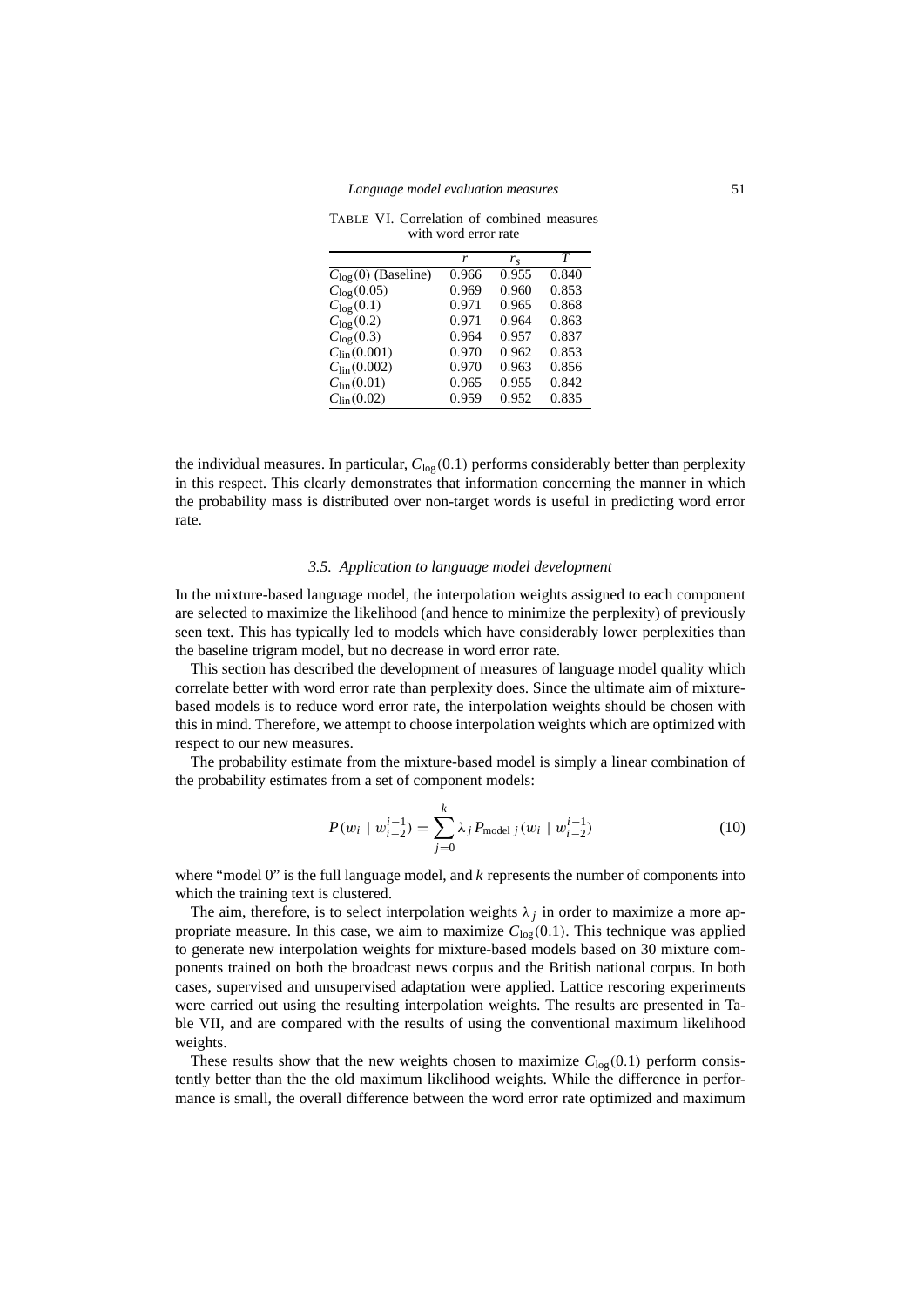TABLE VI. Correlation of combined measures with word error rate

| | $r$ | $r_s$ | $T$ |
|---|---|---|---|
| $C_{\log}(0)$ (Baseline) | 0.966 | 0.955 | 0.840 |
| $C_{\log}(0.05)$ | 0.969 | 0.960 | 0.853 |
| $C_{\log}(0.1)$ | 0.971 | 0.965 | 0.868 |
| $C_{\log}(0.2)$ | 0.971 | 0.964 | 0.863 |
| $C_{\log}(0.3)$ | 0.964 | 0.957 | 0.837 |
| $C_{\text{lin}}(0.001)$ | 0.970 | 0.962 | 0.853 |
| $C_{\text{lin}}(0.002)$ | 0.970 | 0.963 | 0.856 |
| $C_{\text{lin}}(0.01)$ | 0.965 | 0.955 | 0.842 |
| $C_{\text{lin}}(0.02)$ | 0.959 | 0.952 | 0.835 |

the individual measures. In particular, $C_{\log}(0.1)$ performs considerably better than perplexity in this respect. This clearly demonstrates that information concerning the manner in which the probability mass is distributed over non-target words is useful in predicting word error rate.

### *3.5. Application to language model development*

In the mixture-based language model, the interpolation weights assigned to each component are selected to maximize the likelihood (and hence to minimize the perplexity) of previously seen text. This has typically led to models which have considerably lower perplexities than the baseline trigram model, but no decrease in word error rate.

This section has described the development of measures of language model quality which correlate better with word error rate than perplexity does. Since the ultimate aim of mixture-based models is to reduce word error rate, the interpolation weights should be chosen with this in mind. Therefore, we attempt to choose interpolation weights which are optimized with respect to our new measures.

The probability estimate from the mixture-based model is simply a linear combination of the probability estimates from a set of component models:

$$P(w_i \mid w_{i-2}^{i-1}) = \sum_{j=0}^{k} \lambda_j P_{\text{model } j}(w_i \mid w_{i-2}^{i-1}) \tag{10}$$

where "model 0" is the full language model, and $k$ represents the number of components into which the training text is clustered.

The aim, therefore, is to select interpolation weights $\lambda_j$ in order to maximize a more appropriate measure. In this case, we aim to maximize $C_{\log}(0.1)$. This technique was applied to generate new interpolation weights for mixture-based models based on 30 mixture components trained on both the broadcast news corpus and the British national corpus. In both cases, supervised and unsupervised adaptation were applied. Lattice rescoring experiments were carried out using the resulting interpolation weights. The results are presented in Table VII, and are compared with the results of using the conventional maximum likelihood weights.

These results show that the new weights chosen to maximize $C_{\log}(0.1)$ perform consistently better than the the old maximum likelihood weights. While the difference in performance is small, the overall difference between the word error rate optimized and maximum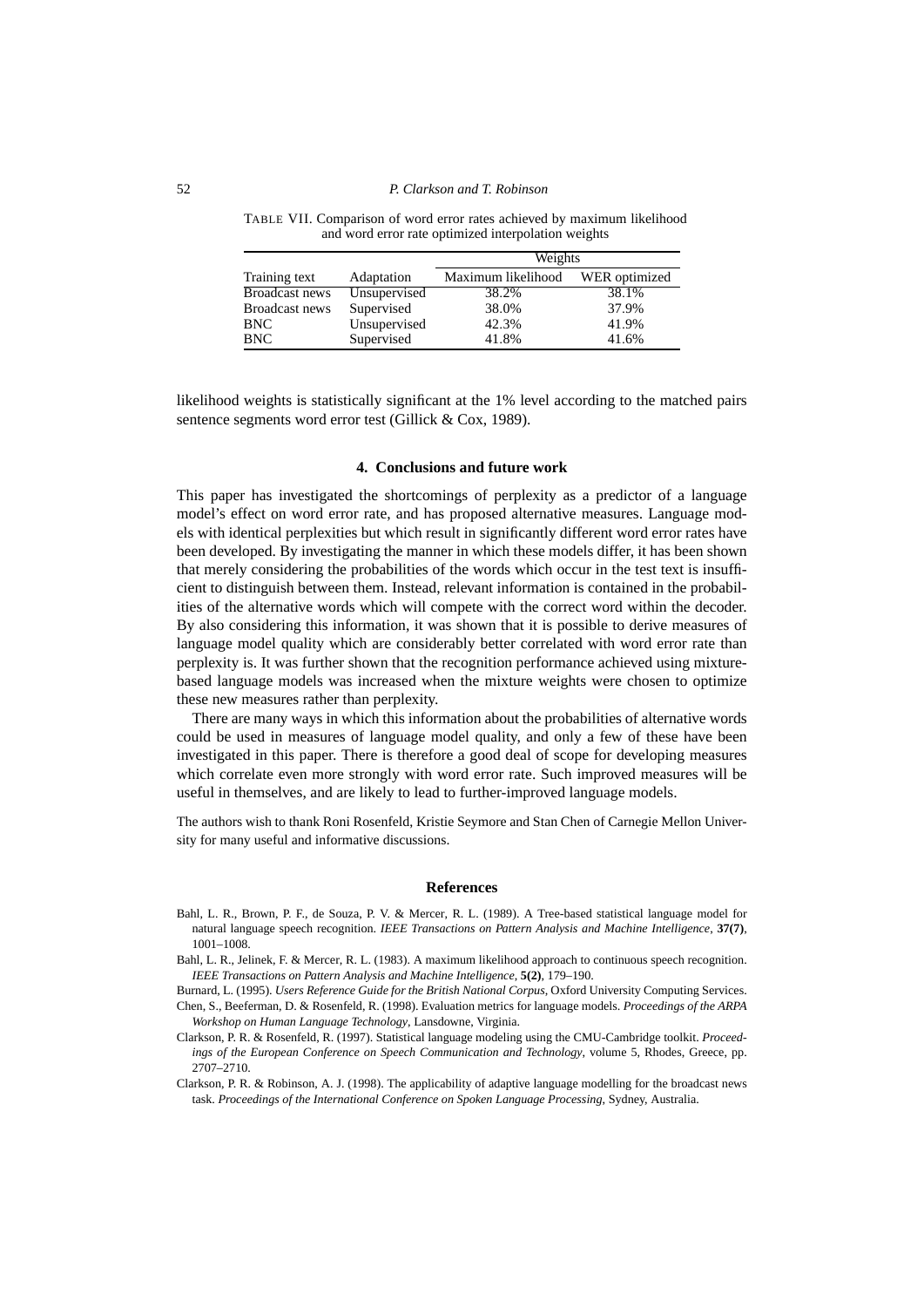TABLE VII. Comparison of word error rates achieved by maximum likelihood and word error rate optimized interpolation weights

| | | Weights | |
|---|---|---|---|
| Training text | Adaptation | Maximum likelihood | WER optimized |
| Broadcast news | Unsupervised | 38.2% | 38.1% |
| Broadcast news | Supervised | 38.0% | 37.9% |
| BNC | Unsupervised | 42.3% | 41.9% |
| BNC | Supervised | 41.8% | 41.6% |

likelihood weights is statistically significant at the 1% level according to the matched pairs sentence segments word error test (Gillick & Cox, 1989).

## 4. Conclusions and future work

This paper has investigated the shortcomings of perplexity as a predictor of a language model's effect on word error rate, and has proposed alternative measures. Language models with identical perplexities but which result in significantly different word error rates have been developed. By investigating the manner in which these models differ, it has been shown that merely considering the probabilities of the words which occur in the test text is insufficient to distinguish between them. Instead, relevant information is contained in the probabilities of the alternative words which will compete with the correct word within the decoder. By also considering this information, it was shown that it is possible to derive measures of language model quality which are considerably better correlated with word error rate than perplexity is. It was further shown that the recognition performance achieved using mixture-based language models was increased when the mixture weights were chosen to optimize these new measures rather than perplexity.

There are many ways in which this information about the probabilities of alternative words could be used in measures of language model quality, and only a few of these have been investigated in this paper. There is therefore a good deal of scope for developing measures which correlate even more strongly with word error rate. Such improved measures will be useful in themselves, and are likely to lead to further-improved language models.

The authors wish to thank Roni Rosenfeld, Kristie Seymore and Stan Chen of Carnegie Mellon University for many useful and informative discussions.

## References

Bahl, L. R., Brown, P. F., de Souza, P. V. & Mercer, R. L. (1989). A Tree-based statistical language model for natural language speech recognition. *IEEE Transactions on Pattern Analysis and Machine Intelligence*, **37(7)**, 1001–1008.

Bahl, L. R., Jelinek, F. & Mercer, R. L. (1983). A maximum likelihood approach to continuous speech recognition. *IEEE Transactions on Pattern Analysis and Machine Intelligence*, **5(2)**, 179–190.

Burnard, L. (1995). *Users Reference Guide for the British National Corpus*, Oxford University Computing Services.

Chen, S., Beeferman, D. & Rosenfeld, R. (1998). Evaluation metrics for language models. *Proceedings of the ARPA Workshop on Human Language Technology*, Lansdowne, Virginia.

Clarkson, P. R. & Rosenfeld, R. (1997). Statistical language modeling using the CMU-Cambridge toolkit. *Proceedings of the European Conference on Speech Communication and Technology*, volume 5, Rhodes, Greece, pp. 2707–2710.

Clarkson, P. R. & Robinson, A. J. (1998). The applicability of adaptive language modelling for the broadcast news task. *Proceedings of the International Conference on Spoken Language Processing*, Sydney, Australia.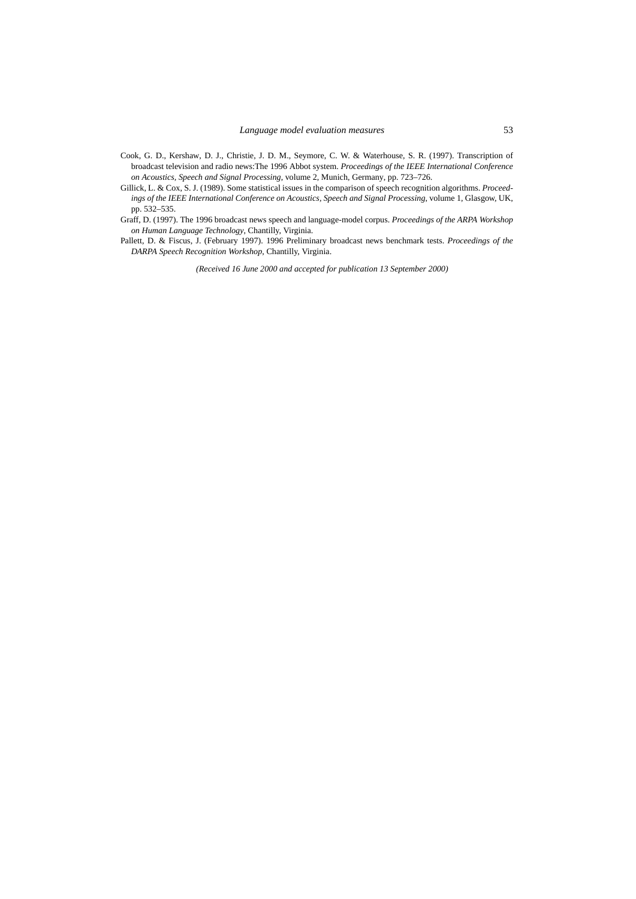Cook, G. D., Kershaw, D. J., Christie, J. D. M., Seymore, C. W. & Waterhouse, S. R. (1997). Transcription of broadcast television and radio news:The 1996 Abbot system. *Proceedings of the IEEE International Conference on Acoustics, Speech and Signal Processing*, volume 2, Munich, Germany, pp. 723–726.

Gillick, L. & Cox, S. J. (1989). Some statistical issues in the comparison of speech recognition algorithms. *Proceedings of the IEEE International Conference on Acoustics, Speech and Signal Processing*, volume 1, Glasgow, UK, pp. 532–535.

Graff, D. (1997). The 1996 broadcast news speech and language-model corpus. *Proceedings of the ARPA Workshop on Human Language Technology*, Chantilly, Virginia.

Pallett, D. & Fiscus, J. (February 1997). 1996 Preliminary broadcast news benchmark tests. *Proceedings of the DARPA Speech Recognition Workshop*, Chantilly, Virginia.

*(Received 16 June 2000 and accepted for publication 13 September 2000)*